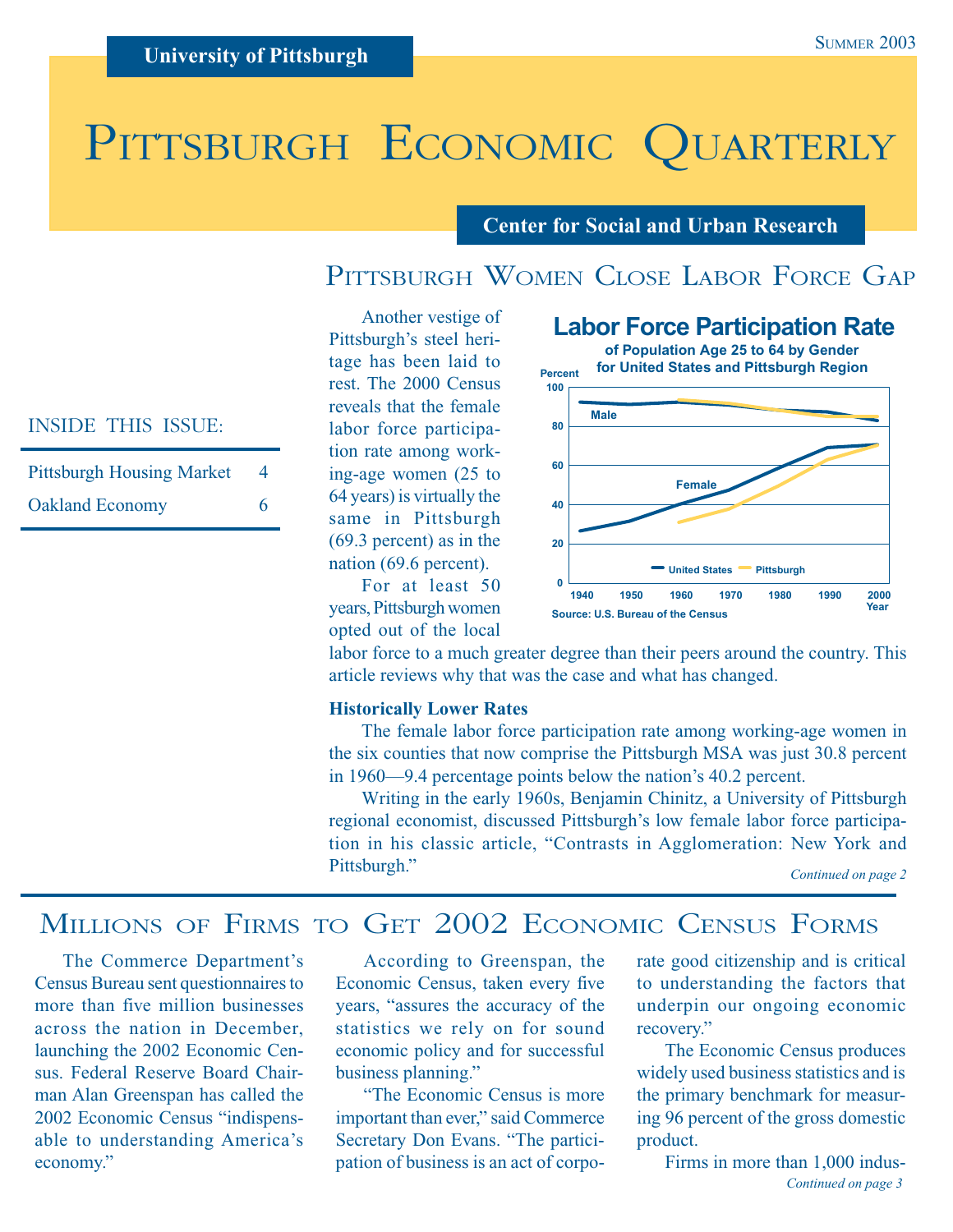University of Pittsburgh

Summer 2003

# Pittsburgh Economic Quarterly

Center for Social and Urban Research

INSIDE THIS ISSUE:

| | |
|---|---|
| Pittsburgh Housing Market | 4 |
| Oakland Economy | 6 |

## Pittsburgh Women Close Labor Force Gap

**Labor Force Participation Rate**
of Population Age 25 to 64 by Gender for United States and Pittsburgh Region

Source: U.S. Bureau of the Census

Another vestige of Pittsburgh's steel heritage has been laid to rest. The 2000 Census reveals that the female labor force participation rate among working-age women (25 to 64 years) is virtually the same in Pittsburgh (69.3 percent) as in the nation (69.6 percent).

For at least 50 years, Pittsburgh women opted out of the local labor force to a much greater degree than their peers around the country. This article reviews why that was the case and what has changed.

**Historically Lower Rates**

The female labor force participation rate among working-age women in the six counties that now comprise the Pittsburgh MSA was just 30.8 percent in 1960—9.4 percentage points below the nation's 40.2 percent.

Writing in the early 1960s, Benjamin Chinitz, a University of Pittsburgh regional economist, discussed Pittsburgh's low female labor force participation in his classic article, "Contrasts in Agglomeration: New York and Pittsburgh."

*Continued on page 2*

## Millions of Firms to Get 2002 Economic Census Forms

The Commerce Department's Census Bureau sent questionnaires to more than five million businesses across the nation in December, launching the 2002 Economic Census. Federal Reserve Board Chairman Alan Greenspan has called the 2002 Economic Census "indispensable to understanding America's economy."

According to Greenspan, the Economic Census, taken every five years, "assures the accuracy of the statistics we rely on for sound economic policy and for successful business planning."

"The Economic Census is more important than ever," said Commerce Secretary Don Evans. "The participation of business is an act of corporate good citizenship and is critical to understanding the factors that underpin our ongoing economic recovery."

The Economic Census produces widely used business statistics and is the primary benchmark for measuring 96 percent of the gross domestic product.

Firms in more than 1,000 indus-

*Continued on page 3*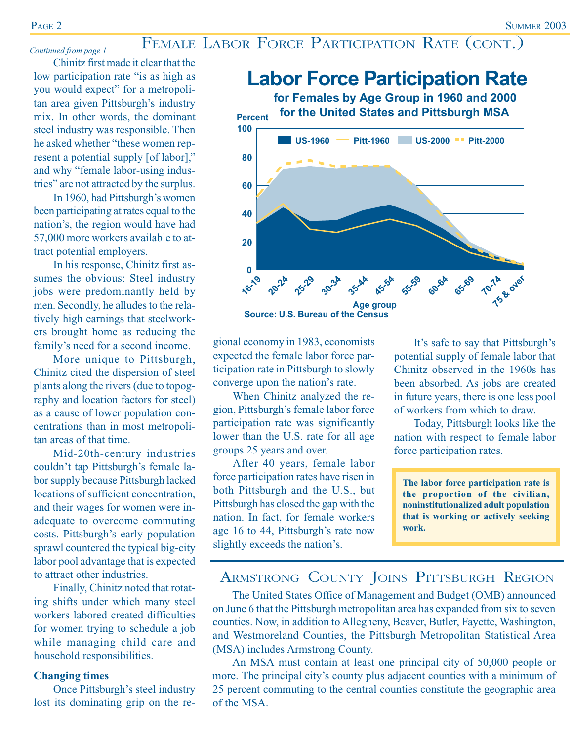## Female Labor Force Participation Rate (cont.)

*Continued from page 1*

Chinitz first made it clear that the low participation rate "is as high as you would expect" for a metropolitan area given Pittsburgh's industry mix. In other words, the dominant steel industry was responsible. Then he asked whether "these women represent a potential supply [of labor]," and why "female labor-using industries" are not attracted by the surplus.

In 1960, had Pittsburgh's women been participating at rates equal to the nation's, the region would have had 57,000 more workers available to attract potential employers.

In his response, Chinitz first assumes the obvious: Steel industry jobs were predominantly held by men. Secondly, he alludes to the relatively high earnings that steelworkers brought home as reducing the family's need for a second income.

More unique to Pittsburgh, Chinitz cited the dispersion of steel plants along the rivers (due to topography and location factors for steel) as a cause of lower population concentrations than in most metropolitan areas of that time.

Mid-20th-century industries couldn't tap Pittsburgh's female labor supply because Pittsburgh lacked locations of sufficient concentration, and their wages for women were inadequate to overcome commuting costs. Pittsburgh's early population sprawl countered the typical big-city labor pool advantage that is expected to attract other industries.

Finally, Chinitz noted that rotating shifts under which many steel workers labored created difficulties for women trying to schedule a job while managing child care and household responsibilities.

**Changing times**

Once Pittsburgh's steel industry lost its dominating grip on the regional economy in 1983, economists expected the female labor force participation rate in Pittsburgh to slowly converge upon the nation's rate.

When Chinitz analyzed the region, Pittsburgh's female labor force participation rate was significantly lower than the U.S. rate for all age groups 25 years and over.

After 40 years, female labor force participation rates have risen in both Pittsburgh and the U.S., but Pittsburgh has closed the gap with the nation. In fact, for female workers age 16 to 44, Pittsburgh's rate now slightly exceeds the nation's.

It's safe to say that Pittsburgh's potential supply of female labor that Chinitz observed in the 1960s has been absorbed. As jobs are created in future years, there is one less pool of workers from which to draw.

Today, Pittsburgh looks like the nation with respect to female labor force participation rates.

**The labor force participation rate is the proportion of the civilian, noninstitutionalized adult population that is working or actively seeking work.**

**Labor Force Participation Rate**

**for Females by Age Group in 1960 and 2000 for the United States and Pittsburgh MSA**

Percent (0–100); Series: US-1960, Pitt-1960, US-2000, Pitt-2000

Age group: 16-19, 20-24, 25-29, 30-34, 35-44, 45-54, 55-59, 60-64, 65-69, 70-74, 75 & over

Source: U.S. Bureau of the Census

## Armstrong County Joins Pittsburgh Region

The United States Office of Management and Budget (OMB) announced on June 6 that the Pittsburgh metropolitan area has expanded from six to seven counties. Now, in addition to Allegheny, Beaver, Butler, Fayette, Washington, and Westmoreland Counties, the Pittsburgh Metropolitan Statistical Area (MSA) includes Armstrong County.

An MSA must contain at least one principal city of 50,000 people or more. The principal city's county plus adjacent counties with a minimum of 25 percent commuting to the central counties constitute the geographic area of the MSA.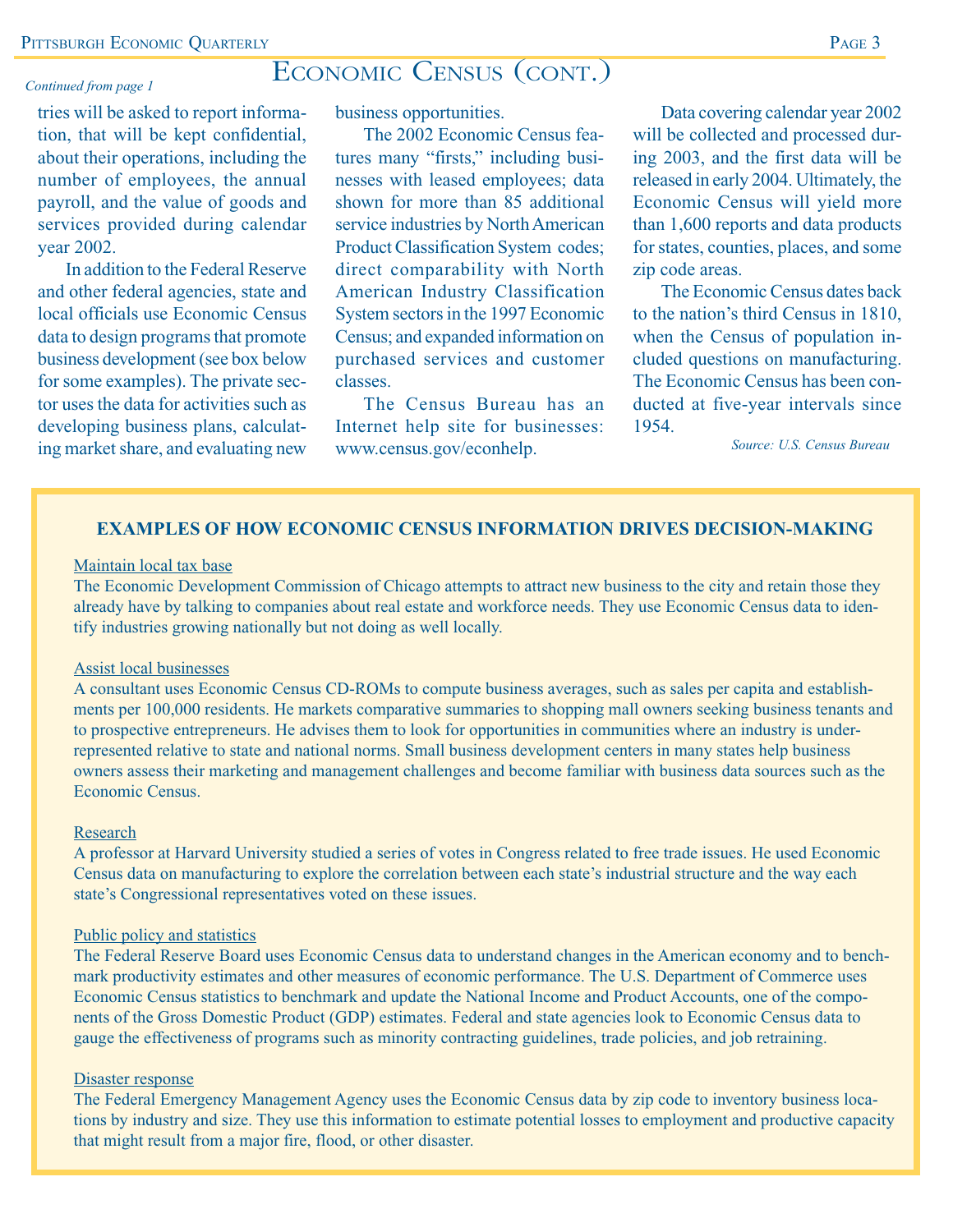# Economic Census (cont.)

*Continued from page 1*

tries will be asked to report information, that will be kept confidential, about their operations, including the number of employees, the annual payroll, and the value of goods and services provided during calendar year 2002.

In addition to the Federal Reserve and other federal agencies, state and local officials use Economic Census data to design programs that promote business development (see box below for some examples). The private sector uses the data for activities such as developing business plans, calculating market share, and evaluating new business opportunities.

The 2002 Economic Census features many "firsts," including businesses with leased employees; data shown for more than 85 additional service industries by North American Product Classification System codes; direct comparability with North American Industry Classification System sectors in the 1997 Economic Census; and expanded information on purchased services and customer classes.

The Census Bureau has an Internet help site for businesses: www.census.gov/econhelp.

Data covering calendar year 2002 will be collected and processed during 2003, and the first data will be released in early 2004. Ultimately, the Economic Census will yield more than 1,600 reports and data products for states, counties, places, and some zip code areas.

The Economic Census dates back to the nation's third Census in 1810, when the Census of population included questions on manufacturing. The Economic Census has been conducted at five-year intervals since 1954.

*Source: U.S. Census Bureau*

## EXAMPLES OF HOW ECONOMIC CENSUS INFORMATION DRIVES DECISION-MAKING

**Maintain local tax base**

The Economic Development Commission of Chicago attempts to attract new business to the city and retain those they already have by talking to companies about real estate and workforce needs. They use Economic Census data to identify industries growing nationally but not doing as well locally.

**Assist local businesses**

A consultant uses Economic Census CD-ROMs to compute business averages, such as sales per capita and establishments per 100,000 residents. He markets comparative summaries to shopping mall owners seeking business tenants and to prospective entrepreneurs. He advises them to look for opportunities in communities where an industry is underrepresented relative to state and national norms. Small business development centers in many states help business owners assess their marketing and management challenges and become familiar with business data sources such as the Economic Census.

**Research**

A professor at Harvard University studied a series of votes in Congress related to free trade issues. He used Economic Census data on manufacturing to explore the correlation between each state's industrial structure and the way each state's Congressional representatives voted on these issues.

**Public policy and statistics**

The Federal Reserve Board uses Economic Census data to understand changes in the American economy and to benchmark productivity estimates and other measures of economic performance. The U.S. Department of Commerce uses Economic Census statistics to benchmark and update the National Income and Product Accounts, one of the components of the Gross Domestic Product (GDP) estimates. Federal and state agencies look to Economic Census data to gauge the effectiveness of programs such as minority contracting guidelines, trade policies, and job retraining.

**Disaster response**

The Federal Emergency Management Agency uses the Economic Census data by zip code to inventory business locations by industry and size. They use this information to estimate potential losses to employment and productive capacity that might result from a major fire, flood, or other disaster.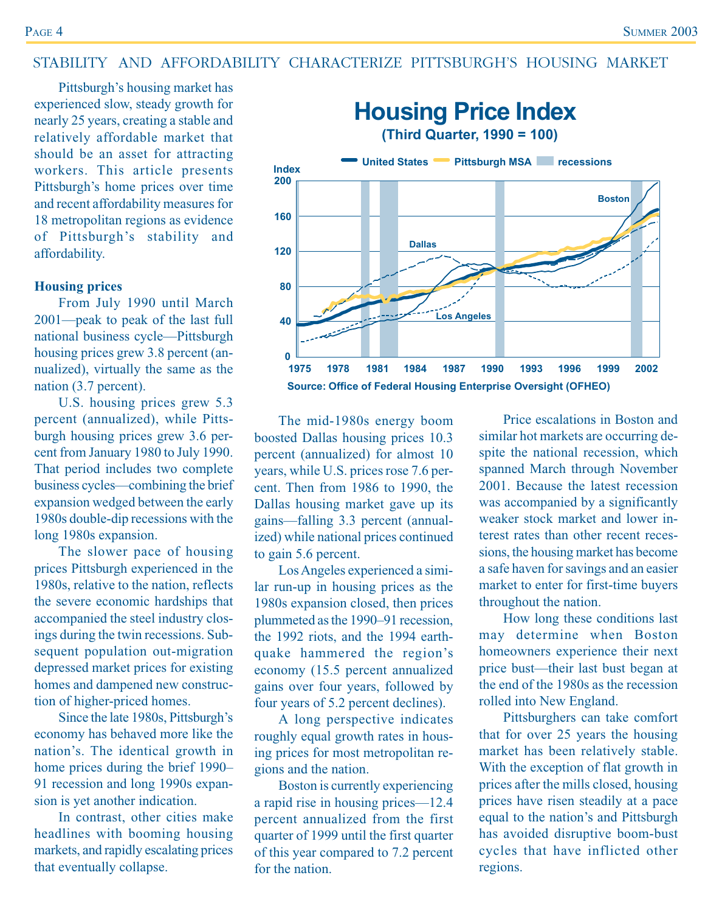# STABILITY AND AFFORDABILITY CHARACTERIZE PITTSBURGH'S HOUSING MARKET

Pittsburgh's housing market has experienced slow, steady growth for nearly 25 years, creating a stable and relatively affordable market that should be an asset for attracting workers. This article presents Pittsburgh's home prices over time and recent affordability measures for 18 metropolitan regions as evidence of Pittsburgh's stability and affordability.

**Housing prices**

From July 1990 until March 2001—peak to peak of the last full national business cycle—Pittsburgh housing prices grew 3.8 percent (annualized), virtually the same as the nation (3.7 percent).

U.S. housing prices grew 5.3 percent (annualized), while Pittsburgh housing prices grew 3.6 percent from January 1980 to July 1990. That period includes two complete business cycles—combining the brief expansion wedged between the early 1980s double-dip recessions with the long 1980s expansion.

The slower pace of housing prices Pittsburgh experienced in the 1980s, relative to the nation, reflects the severe economic hardships that accompanied the steel industry closings during the twin recessions. Subsequent population out-migration depressed market prices for existing homes and dampened new construction of higher-priced homes.

Since the late 1980s, Pittsburgh's economy has behaved more like the nation's. The identical growth in home prices during the brief 1990–91 recession and long 1990s expansion is yet another indication.

In contrast, other cities make headlines with booming housing markets, and rapidly escalating prices that eventually collapse.

## Housing Price Index
**(Third Quarter, 1990 = 100)**

Source: Office of Federal Housing Enterprise Oversight (OFHEO)

The mid-1980s energy boom boosted Dallas housing prices 10.3 percent (annualized) for almost 10 years, while U.S. prices rose 7.6 percent. Then from 1986 to 1990, the Dallas housing market gave up its gains—falling 3.3 percent (annualized) while national prices continued to gain 5.6 percent.

Los Angeles experienced a similar run-up in housing prices as the 1980s expansion closed, then prices plummeted as the 1990–91 recession, the 1992 riots, and the 1994 earthquake hammered the region's economy (15.5 percent annualized gains over four years, followed by four years of 5.2 percent declines).

A long perspective indicates roughly equal growth rates in housing prices for most metropolitan regions and the nation.

Boston is currently experiencing a rapid rise in housing prices—12.4 percent annualized from the first quarter of 1999 until the first quarter of this year compared to 7.2 percent for the nation.

Price escalations in Boston and similar hot markets are occurring despite the national recession, which spanned March through November 2001. Because the latest recession was accompanied by a significantly weaker stock market and lower interest rates than other recent recessions, the housing market has become a safe haven for savings and an easier market to enter for first-time buyers throughout the nation.

How long these conditions last may determine when Boston homeowners experience their next price bust—their last bust began at the end of the 1980s as the recession rolled into New England.

Pittsburghers can take comfort that for over 25 years the housing market has been relatively stable. With the exception of flat growth in prices after the mills closed, housing prices have risen steadily at a pace equal to the nation's and Pittsburgh has avoided disruptive boom-bust cycles that have inflicted other regions.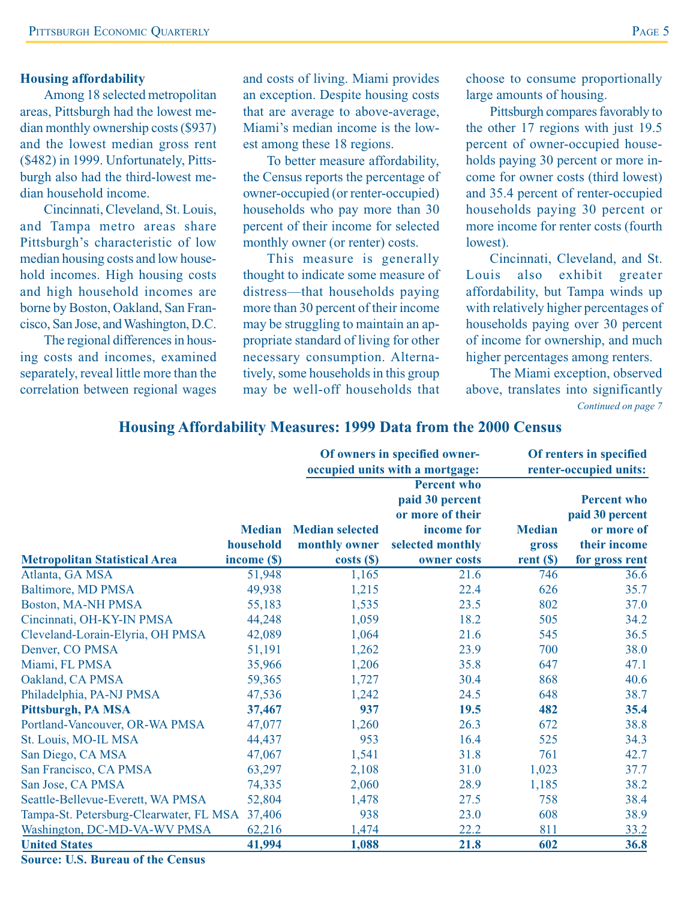### Housing affordability

Among 18 selected metropolitan areas, Pittsburgh had the lowest median monthly ownership costs ($937) and the lowest median gross rent ($482) in 1999. Unfortunately, Pittsburgh also had the third-lowest median household income.

Cincinnati, Cleveland, St. Louis, and Tampa metro areas share Pittsburgh's characteristic of low median housing costs and low household incomes. High housing costs and high household incomes are borne by Boston, Oakland, San Francisco, San Jose, and Washington, D.C.

The regional differences in housing costs and incomes, examined separately, reveal little more than the correlation between regional wages and costs of living. Miami provides an exception. Despite housing costs that are average to above-average, Miami's median income is the lowest among these 18 regions.

To better measure affordability, the Census reports the percentage of owner-occupied (or renter-occupied) households who pay more than 30 percent of their income for selected monthly owner (or renter) costs.

This measure is generally thought to indicate some measure of distress—that households paying more than 30 percent of their income may be struggling to maintain an appropriate standard of living for other necessary consumption. Alternatively, some households in this group may be well-off households that choose to consume proportionally large amounts of housing.

Pittsburgh compares favorably to the other 17 regions with just 19.5 percent of owner-occupied households paying 30 percent or more income for owner costs (third lowest) and 35.4 percent of renter-occupied households paying 30 percent or more income for renter costs (fourth lowest).

Cincinnati, Cleveland, and St. Louis also exhibit greater affordability, but Tampa winds up with relatively higher percentages of households paying over 30 percent of income for ownership, and much higher percentages among renters.

The Miami exception, observed above, translates into significantly

*Continued on page 7*

## Housing Affordability Measures: 1999 Data from the 2000 Census

| | | Of owners in specified owner-occupied units with a mortgage: | | Of renters in specified renter-occupied units: | |
|---|---|---|---|---|---|
| **Metropolitan Statistical Area** | **Median household income ($)** | **Median selected monthly owner costs ($)** | **Percent who paid 30 percent or more of their income for selected monthly owner costs** | **Median gross rent ($)** | **Percent who paid 30 percent or more of their income for gross rent** |
| Atlanta, GA MSA | 51,948 | 1,165 | 21.6 | 746 | 36.6 |
| Baltimore, MD PMSA | 49,938 | 1,215 | 22.4 | 626 | 35.7 |
| Boston, MA-NH PMSA | 55,183 | 1,535 | 23.5 | 802 | 37.0 |
| Cincinnati, OH-KY-IN PMSA | 44,248 | 1,059 | 18.2 | 505 | 34.2 |
| Cleveland-Lorain-Elyria, OH PMSA | 42,089 | 1,064 | 21.6 | 545 | 36.5 |
| Denver, CO PMSA | 51,191 | 1,262 | 23.9 | 700 | 38.0 |
| Miami, FL PMSA | 35,966 | 1,206 | 35.8 | 647 | 47.1 |
| Oakland, CA PMSA | 59,365 | 1,727 | 30.4 | 868 | 40.6 |
| Philadelphia, PA-NJ PMSA | 47,536 | 1,242 | 24.5 | 648 | 38.7 |
| **Pittsburgh, PA MSA** | **37,467** | **937** | **19.5** | **482** | **35.4** |
| Portland-Vancouver, OR-WA PMSA | 47,077 | 1,260 | 26.3 | 672 | 38.8 |
| St. Louis, MO-IL MSA | 44,437 | 953 | 16.4 | 525 | 34.3 |
| San Diego, CA MSA | 47,067 | 1,541 | 31.8 | 761 | 42.7 |
| San Francisco, CA PMSA | 63,297 | 2,108 | 31.0 | 1,023 | 37.7 |
| San Jose, CA PMSA | 74,335 | 2,060 | 28.9 | 1,185 | 38.2 |
| Seattle-Bellevue-Everett, WA PMSA | 52,804 | 1,478 | 27.5 | 758 | 38.4 |
| Tampa-St. Petersburg-Clearwater, FL MSA | 37,406 | 938 | 23.0 | 608 | 38.9 |
| Washington, DC-MD-VA-WV PMSA | 62,216 | 1,474 | 22.2 | 811 | 33.2 |
| **United States** | **41,994** | **1,088** | **21.8** | **602** | **36.8** |

**Source: U.S. Bureau of the Census**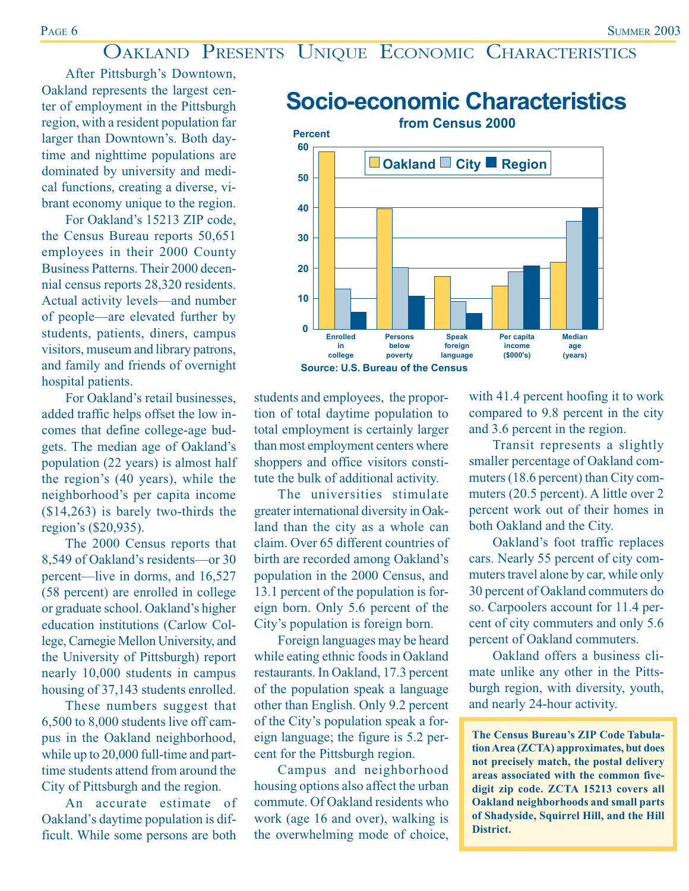# Oakland Presents Unique Economic Characteristics

After Pittsburgh's Downtown, Oakland represents the largest center of employment in the Pittsburgh region, with a resident population far larger than Downtown's. Both daytime and nighttime populations are dominated by university and medical functions, creating a diverse, vibrant economy unique to the region.

For Oakland's 15213 ZIP code, the Census Bureau reports 50,651 employees in their 2000 County Business Patterns. Their 2000 decennial census reports 28,320 residents. Actual activity levels—and number of people—are elevated further by students, patients, diners, campus visitors, museum and library patrons, and family and friends of overnight hospital patients.

For Oakland's retail businesses, added traffic helps offset the low incomes that define college-age budgets. The median age of Oakland's population (22 years) is almost half the region's (40 years), while the neighborhood's per capita income ($14,263) is barely two-thirds the region's ($20,935).

The 2000 Census reports that 8,549 of Oakland's residents—or 30 percent—live in dorms, and 16,527 (58 percent) are enrolled in college or graduate school. Oakland's higher education institutions (Carlow College, Carnegie Mellon University, and the University of Pittsburgh) report nearly 10,000 students in campus housing of 37,143 students enrolled.

These numbers suggest that 6,500 to 8,000 students live off campus in the Oakland neighborhood, while up to 20,000 full-time and part-time students attend from around the City of Pittsburgh and the region.

An accurate estimate of Oakland's daytime population is difficult. While some persons are both students and employees, the proportion of total daytime population to total employment is certainly larger than most employment centers where shoppers and office visitors constitute the bulk of additional activity.

## Socio-economic Characteristics

**from Census 2000**

| | Oakland | City | Region |
|---|---|---|---|
| Enrolled in college (%) | 58 | 13 | 5.5 |
| Persons below poverty (%) | 40 | 20 | 11 |
| Speak foreign language (%) | 17.3 | 9.2 | 5.2 |
| Per capita income ($000's) | 14 | 19 | 21 |
| Median age (years) | 22 | 35.5 | 40 |

Source: U.S. Bureau of the Census

The universities stimulate greater international diversity in Oakland than the city as a whole can claim. Over 65 different countries of birth are recorded among Oakland's population in the 2000 Census, and 13.1 percent of the population is foreign born. Only 5.6 percent of the City's population is foreign born.

Foreign languages may be heard while eating ethnic foods in Oakland restaurants. In Oakland, 17.3 percent of the population speak a language other than English. Only 9.2 percent of the City's population speak a foreign language; the figure is 5.2 percent for the Pittsburgh region.

Campus and neighborhood housing options also affect the urban commute. Of Oakland residents who work (age 16 and over), walking is the overwhelming mode of choice, with 41.4 percent hoofing it to work compared to 9.8 percent in the city and 3.6 percent in the region.

Transit represents a slightly smaller percentage of Oakland commuters (18.6 percent) than City commuters (20.5 percent). A little over 2 percent work out of their homes in both Oakland and the City.

Oakland's foot traffic replaces cars. Nearly 55 percent of city commuters travel alone by car, while only 30 percent of Oakland commuters do so. Carpoolers account for 11.4 percent of city commuters and only 5.6 percent of Oakland commuters.

Oakland offers a business climate unlike any other in the Pittsburgh region, with diversity, youth, and nearly 24-hour activity.

**The Census Bureau's ZIP Code Tabulation Area (ZCTA) approximates, but does not precisely match, the postal delivery areas associated with the common five-digit zip code. ZCTA 15213 covers all Oakland neighborhoods and small parts of Shadyside, Squirrel Hill, and the Hill District.**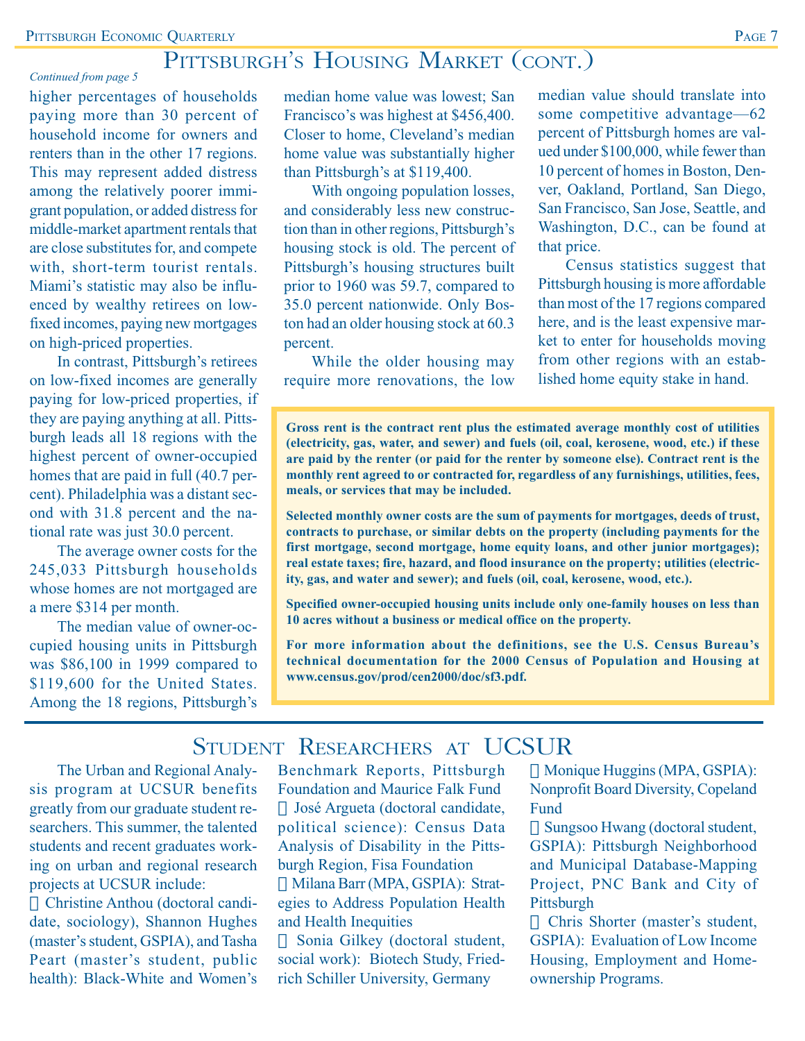## Pittsburgh's Housing Market (cont.)

*Continued from page 5*

higher percentages of households paying more than 30 percent of household income for owners and renters than in the other 17 regions. This may represent added distress among the relatively poorer immigrant population, or added distress for middle-market apartment rentals that are close substitutes for, and compete with, short-term tourist rentals. Miami's statistic may also be influenced by wealthy retirees on low-fixed incomes, paying new mortgages on high-priced properties.

In contrast, Pittsburgh's retirees on low-fixed incomes are generally paying for low-priced properties, if they are paying anything at all. Pittsburgh leads all 18 regions with the highest percent of owner-occupied homes that are paid in full (40.7 percent). Philadelphia was a distant second with 31.8 percent and the national rate was just 30.0 percent.

The average owner costs for the 245,033 Pittsburgh households whose homes are not mortgaged are a mere $314 per month.

The median value of owner-occupied housing units in Pittsburgh was $86,100 in 1999 compared to $119,600 for the United States. Among the 18 regions, Pittsburgh's median home value was lowest; San Francisco's was highest at $456,400. Closer to home, Cleveland's median home value was substantially higher than Pittsburgh's at $119,400.

With ongoing population losses, and considerably less new construction than in other regions, Pittsburgh's housing stock is old. The percent of Pittsburgh's housing structures built prior to 1960 was 59.7, compared to 35.0 percent nationwide. Only Boston had an older housing stock at 60.3 percent.

While the older housing may require more renovations, the low median value should translate into some competitive advantage—62 percent of Pittsburgh homes are valued under $100,000, while fewer than 10 percent of homes in Boston, Denver, Oakland, Portland, San Diego, San Francisco, San Jose, Seattle, and Washington, D.C., can be found at that price.

Census statistics suggest that Pittsburgh housing is more affordable than most of the 17 regions compared here, and is the least expensive market to enter for households moving from other regions with an established home equity stake in hand.

**Gross rent is the contract rent plus the estimated average monthly cost of utilities (electricity, gas, water, and sewer) and fuels (oil, coal, kerosene, wood, etc.) if these are paid by the renter (or paid for the renter by someone else). Contract rent is the monthly rent agreed to or contracted for, regardless of any furnishings, utilities, fees, meals, or services that may be included.**

**Selected monthly owner costs are the sum of payments for mortgages, deeds of trust, contracts to purchase, or similar debts on the property (including payments for the first mortgage, second mortgage, home equity loans, and other junior mortgages); real estate taxes; fire, hazard, and flood insurance on the property; utilities (electricity, gas, and water and sewer); and fuels (oil, coal, kerosene, wood, etc.).**

**Specified owner-occupied housing units include only one-family houses on less than 10 acres without a business or medical office on the property.**

**For more information about the definitions, see the U.S. Census Bureau's technical documentation for the 2000 Census of Population and Housing at www.census.gov/prod/cen2000/doc/sf3.pdf.**

## Student Researchers at UCSUR

The Urban and Regional Analysis program at UCSUR benefits greatly from our graduate student researchers. This summer, the talented students and recent graduates working on urban and regional research projects at UCSUR include:

- Christine Anthou (doctoral candidate, sociology), Shannon Hughes (master's student, GSPIA), and Tasha Peart (master's student, public health): Black-White and Women's Benchmark Reports, Pittsburgh Foundation and Maurice Falk Fund
- José Argueta (doctoral candidate, political science): Census Data Analysis of Disability in the Pittsburgh Region, Fisa Foundation
- Milana Barr (MPA, GSPIA): Strategies to Address Population Health and Health Inequities
- Sonia Gilkey (doctoral student, social work): Biotech Study, Friedrich Schiller University, Germany
- Monique Huggins (MPA, GSPIA): Nonprofit Board Diversity, Copeland Fund
- Sungsoo Hwang (doctoral student, GSPIA): Pittsburgh Neighborhood and Municipal Database-Mapping Project, PNC Bank and City of Pittsburgh
- Chris Shorter (master's student, GSPIA): Evaluation of Low Income Housing, Employment and Homeownership Programs.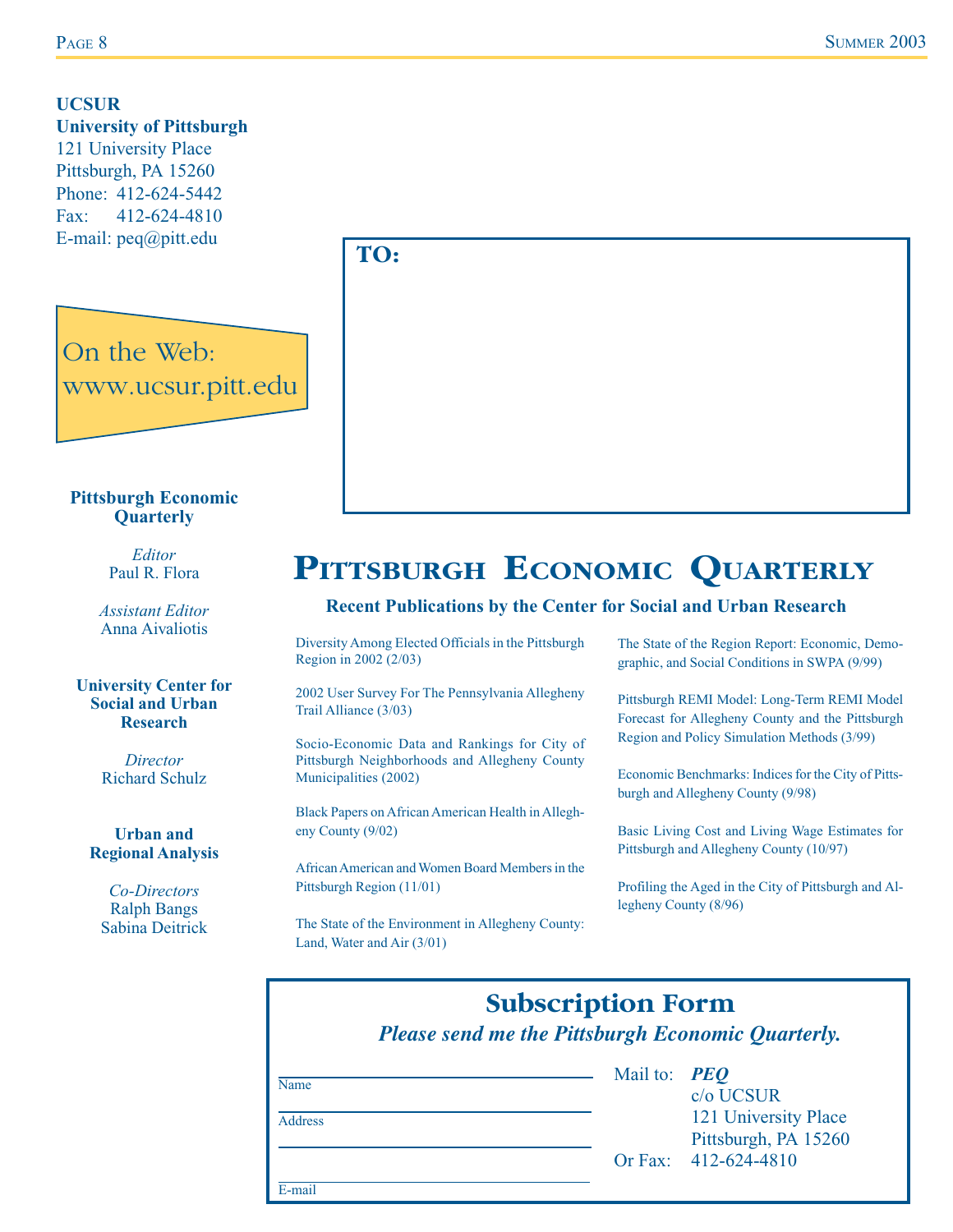**UCSUR**
**University of Pittsburgh**
121 University Place
Pittsburgh, PA 15260
Phone: 412-624-5442
Fax: 412-624-4810
E-mail: peq@pitt.edu

On the Web:
www.ucsur.pitt.edu

**Pittsburgh Economic Quarterly**

*Editor*
Paul R. Flora

*Assistant Editor*
Anna Aivaliotis

**University Center for Social and Urban Research**

*Director*
Richard Schulz

**Urban and Regional Analysis**

*Co-Directors*
Ralph Bangs
Sabina Deitrick

**TO:**

# Pittsburgh Economic Quarterly

## Recent Publications by the Center for Social and Urban Research

Diversity Among Elected Officials in the Pittsburgh Region in 2002 (2/03)

2002 User Survey For The Pennsylvania Allegheny Trail Alliance (3/03)

Socio-Economic Data and Rankings for City of Pittsburgh Neighborhoods and Allegheny County Municipalities (2002)

Black Papers on African American Health in Allegheny County (9/02)

African American and Women Board Members in the Pittsburgh Region (11/01)

The State of the Environment in Allegheny County: Land, Water and Air (3/01)

The State of the Region Report: Economic, Demographic, and Social Conditions in SWPA (9/99)

Pittsburgh REMI Model: Long-Term REMI Model Forecast for Allegheny County and the Pittsburgh Region and Policy Simulation Methods (3/99)

Economic Benchmarks: Indices for the City of Pittsburgh and Allegheny County (9/98)

Basic Living Cost and Living Wage Estimates for Pittsburgh and Allegheny County (10/97)

Profiling the Aged in the City of Pittsburgh and Allegheny County (8/96)

## Subscription Form

***Please send me the Pittsburgh Economic Quarterly.***

Name

Address

E-mail

Mail to: ***PEQ***
c/o UCSUR
121 University Place
Pittsburgh, PA 15260
Or Fax: 412-624-4810